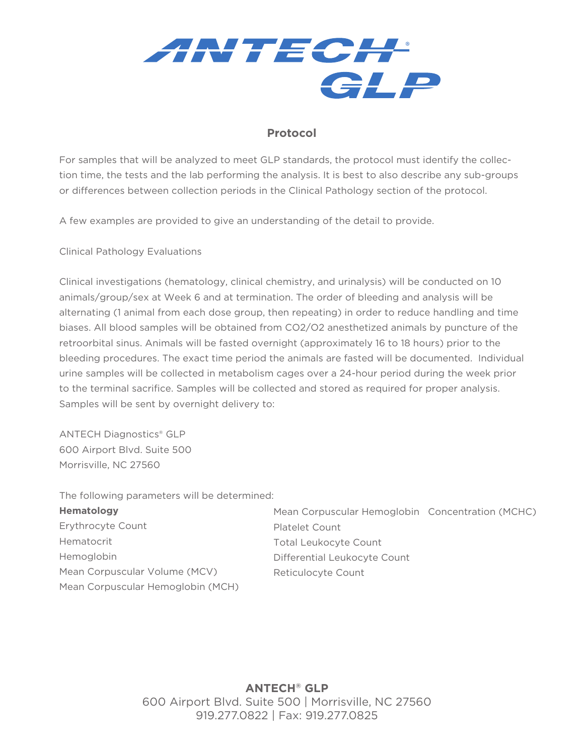# ANTECH GLP

## Protocol

For samples that will be analyzed to meet GLP standards, the protocol must identify the collection time, the tests and the lab performing the analysis. It is best to also describe any sub-groups or differences between collection periods in the Clinical Pathology section of the protocol.

A few examples are provided to give an understanding of the detail to provide.

Clinical Pathology Evaluations

Clinical investigations (hematology, clinical chemistry, and urinalysis) will be conducted on 10 animals/group/sex at Week 6 and at termination. The order of bleeding and analysis will be alternating (1 animal from each dose group, then repeating) in order to reduce handling and time biases. All blood samples will be obtained from $CO_2/O_2$ anesthetized animals by puncture of the retroorbital sinus. Animals will be fasted overnight (approximately 16 to 18 hours) prior to the bleeding procedures. The exact time period the animals are fasted will be documented. Individual urine samples will be collected in metabolism cages over a 24-hour period during the week prior to the terminal sacrifice. Samples will be collected and stored as required for proper analysis. Samples will be sent by overnight delivery to:

ANTECH Diagnostics® GLP
600 Airport Blvd. Suite 500
Morrisville, NC 27560

The following parameters will be determined:

**Hematology**

Erythrocyte Count
Hematocrit
Hemoglobin
Mean Corpuscular Volume (MCV)
Mean Corpuscular Hemoglobin (MCH)
Mean Corpuscular Hemoglobin Concentration (MCHC)
Platelet Count
Total Leukocyte Count
Differential Leukocyte Count
Reticulocyte Count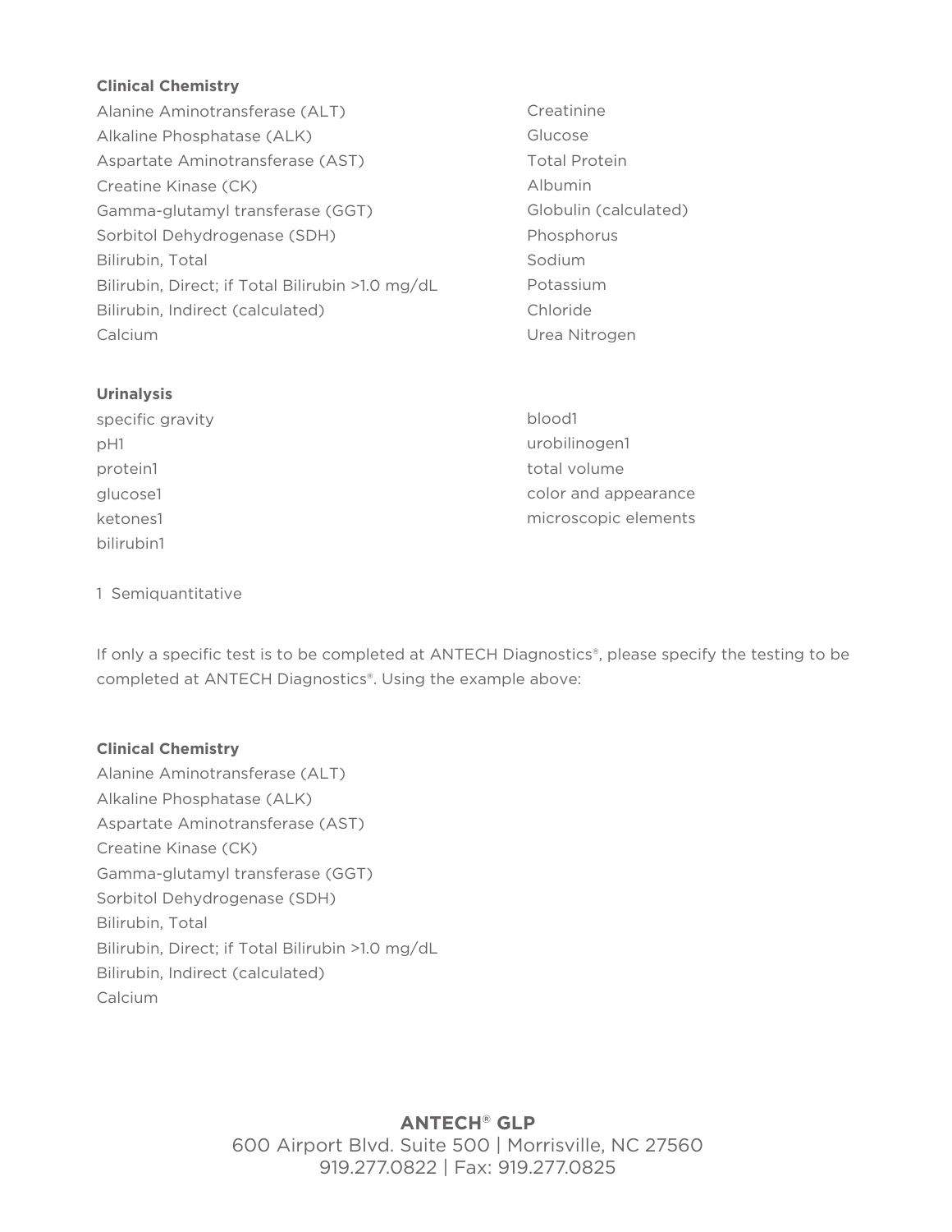**Clinical Chemistry**

Alanine Aminotransferase (ALT)
Alkaline Phosphatase (ALK)
Aspartate Aminotransferase (AST)
Creatine Kinase (CK)
Gamma-glutamyl transferase (GGT)
Sorbitol Dehydrogenase (SDH)
Bilirubin, Total
Bilirubin, Direct; if Total Bilirubin >1.0 mg/dL
Bilirubin, Indirect (calculated)
Calcium
Creatinine
Glucose
Total Protein
Albumin
Globulin (calculated)
Phosphorus
Sodium
Potassium
Chloride
Urea Nitrogen

**Urinalysis**

specific gravity
pH[1]
protein[1]
glucose[1]
ketones[1]
bilirubin[1]
blood[1]
urobilinogen[1]
total volume
color and appearance
microscopic elements

1 Semiquantitative

If only a specific test is to be completed at ANTECH Diagnostics®, please specify the testing to be completed at ANTECH Diagnostics®. Using the example above:

**Clinical Chemistry**

Alanine Aminotransferase (ALT)
Alkaline Phosphatase (ALK)
Aspartate Aminotransferase (AST)
Creatine Kinase (CK)
Gamma-glutamyl transferase (GGT)
Sorbitol Dehydrogenase (SDH)
Bilirubin, Total
Bilirubin, Direct; if Total Bilirubin >1.0 mg/dL
Bilirubin, Indirect (calculated)
Calcium

**ANTECH® GLP**
600 Airport Blvd. Suite 500 | Morrisville, NC 27560
919.277.0822 | Fax: 919.277.0825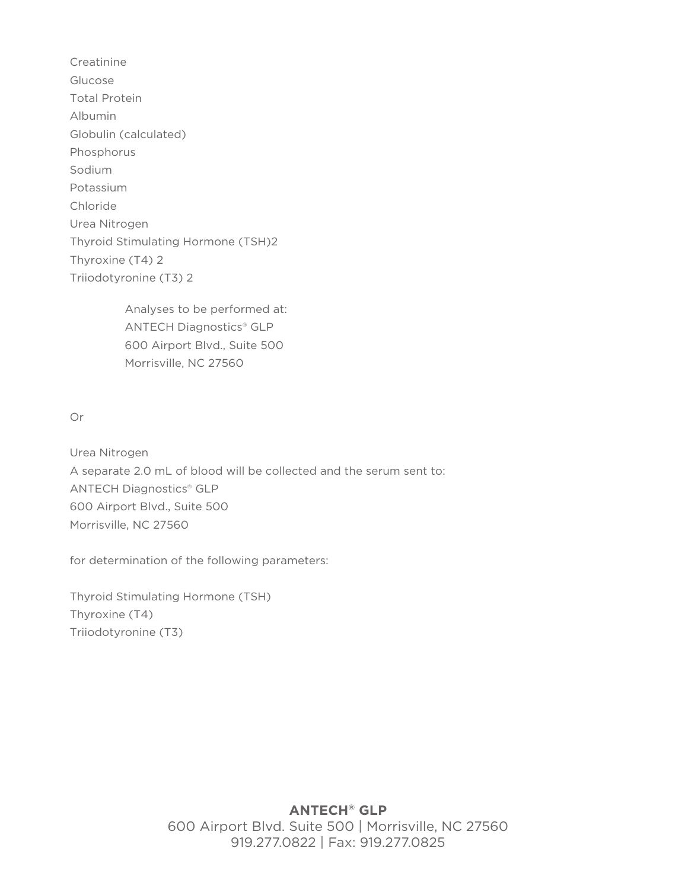Creatinine
Glucose
Total Protein
Albumin
Globulin (calculated)
Phosphorus
Sodium
Potassium
Chloride
Urea Nitrogen
Thyroid Stimulating Hormone (TSH)2
Thyroxine (T4) 2
Triiodotyronine (T3) 2

> Analyses to be performed at:
> ANTECH Diagnostics® GLP
> 600 Airport Blvd., Suite 500
> Morrisville, NC 27560

Or

Urea Nitrogen
A separate 2.0 mL of blood will be collected and the serum sent to:
ANTECH Diagnostics® GLP
600 Airport Blvd., Suite 500
Morrisville, NC 27560

for determination of the following parameters:

Thyroid Stimulating Hormone (TSH)
Thyroxine (T4)
Triiodotyronine (T3)